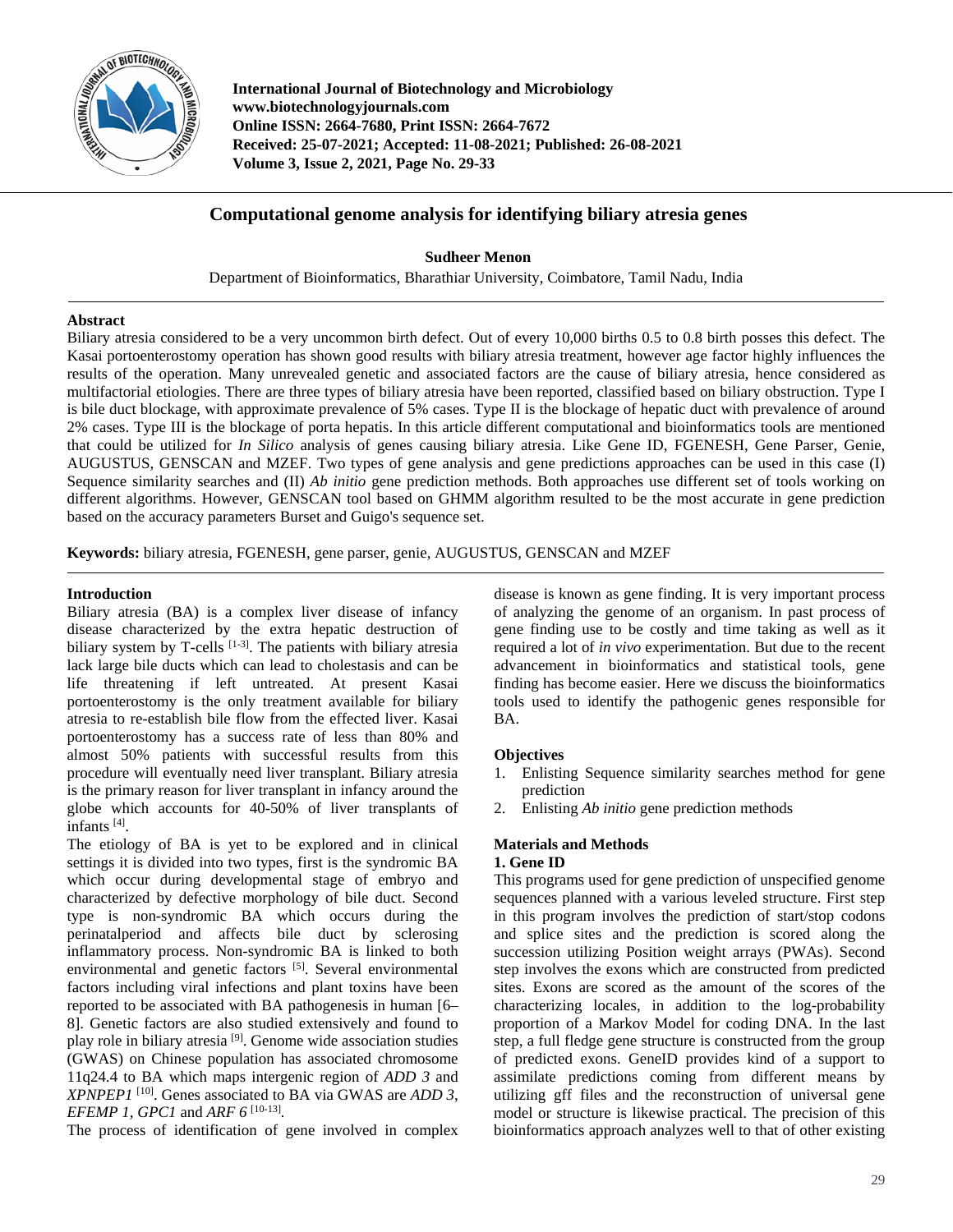# Computational genome analysis for identifying biliary atresia genes

**Sudheer Menon**

Department of Bioinformatics, Bharathiar University, Coimbatore, Tamil Nadu, India

## Abstract

Biliary atresia considered to be a very uncommon birth defect. Out of every 10,000 births 0.5 to 0.8 birth posses this defect. The Kasai portoenterostomy operation has shown good results with biliary atresia treatment, however age factor highly influences the results of the operation. Many unrevealed genetic and associated factors are the cause of biliary atresia, hence considered as multifactorial etiologies. There are three types of biliary atresia have been reported, classified based on biliary obstruction. Type I is bile duct blockage, with approximate prevalence of 5% cases. Type II is the blockage of hepatic duct with prevalence of around 2% cases. Type III is the blockage of porta hepatis. In this article different computational and bioinformatics tools are mentioned that could be utilized for *In Silico* analysis of genes causing biliary atresia. Like Gene ID, FGENESH, Gene Parser, Genie, AUGUSTUS, GENSCAN and MZEF. Two types of gene analysis and gene predictions approaches can be used in this case (I) Sequence similarity searches and (II) *Ab initio* gene prediction methods. Both approaches use different set of tools working on different algorithms. However, GENSCAN tool based on GHMM algorithm resulted to be the most accurate in gene prediction based on the accuracy parameters Burset and Guigo's sequence set.

**Keywords:** biliary atresia, FGENESH, gene parser, genie, AUGUSTUS, GENSCAN and MZEF

## Introduction

Biliary atresia (BA) is a complex liver disease of infancy disease characterized by the extra hepatic destruction of biliary system by T-cells [1-3]. The patients with biliary atresia lack large bile ducts which can lead to cholestasis and can be life threatening if left untreated. At present Kasai portoenterostomy is the only treatment available for biliary atresia to re-establish bile flow from the effected liver. Kasai portoenterostomy has a success rate of less than 80% and almost 50% patients with successful results from this procedure will eventually need liver transplant. Biliary atresia is the primary reason for liver transplant in infancy around the globe which accounts for 40-50% of liver transplants of infants [4].

The etiology of BA is yet to be explored and in clinical settings it is divided into two types, first is the syndromic BA which occur during developmental stage of embryo and characterized by defective morphology of bile duct. Second type is non-syndromic BA which occurs during the perinatalperiod and affects bile duct by sclerosing inflammatory process. Non-syndromic BA is linked to both environmental and genetic factors [5]. Several environmental factors including viral infections and plant toxins have been reported to be associated with BA pathogenesis in human [6–8]. Genetic factors are also studied extensively and found to play role in biliary atresia [9]. Genome wide association studies (GWAS) on Chinese population has associated chromosome 11q24.4 to BA which maps intergenic region of *ADD 3* and *XPNPEP1* [10]. Genes associated to BA via GWAS are *ADD 3*, *EFEMP 1*, *GPC1* and *ARF 6* [10-13].

The process of identification of gene involved in complex disease is known as gene finding. It is very important process of analyzing the genome of an organism. In past process of gene finding use to be costly and time taking as well as it required a lot of *in vivo* experimentation. But due to the recent advancement in bioinformatics and statistical tools, gene finding has become easier. Here we discuss the bioinformatics tools used to identify the pathogenic genes responsible for BA.

### Objectives

1. Enlisting Sequence similarity searches method for gene prediction
2. Enlisting *Ab initio* gene prediction methods

## Materials and Methods

### 1. Gene ID

This programs used for gene prediction of unspecified genome sequences planned with a various leveled structure. First step in this program involves the prediction of start/stop codons and splice sites and the prediction is scored along the succession utilizing Position weight arrays (PWAs). Second step involves the exons which are constructed from predicted sites. Exons are scored as the amount of the scores of the characterizing locales, in addition to the log-probability proportion of a Markov Model for coding DNA. In the last step, a full fledge gene structure is constructed from the group of predicted exons. GeneID provides kind of a support to assimilate predictions coming from different means by utilizing gff files and the reconstruction of universal gene model or structure is likewise practical. The precision of this bioinformatics approach analyzes well to that of other existing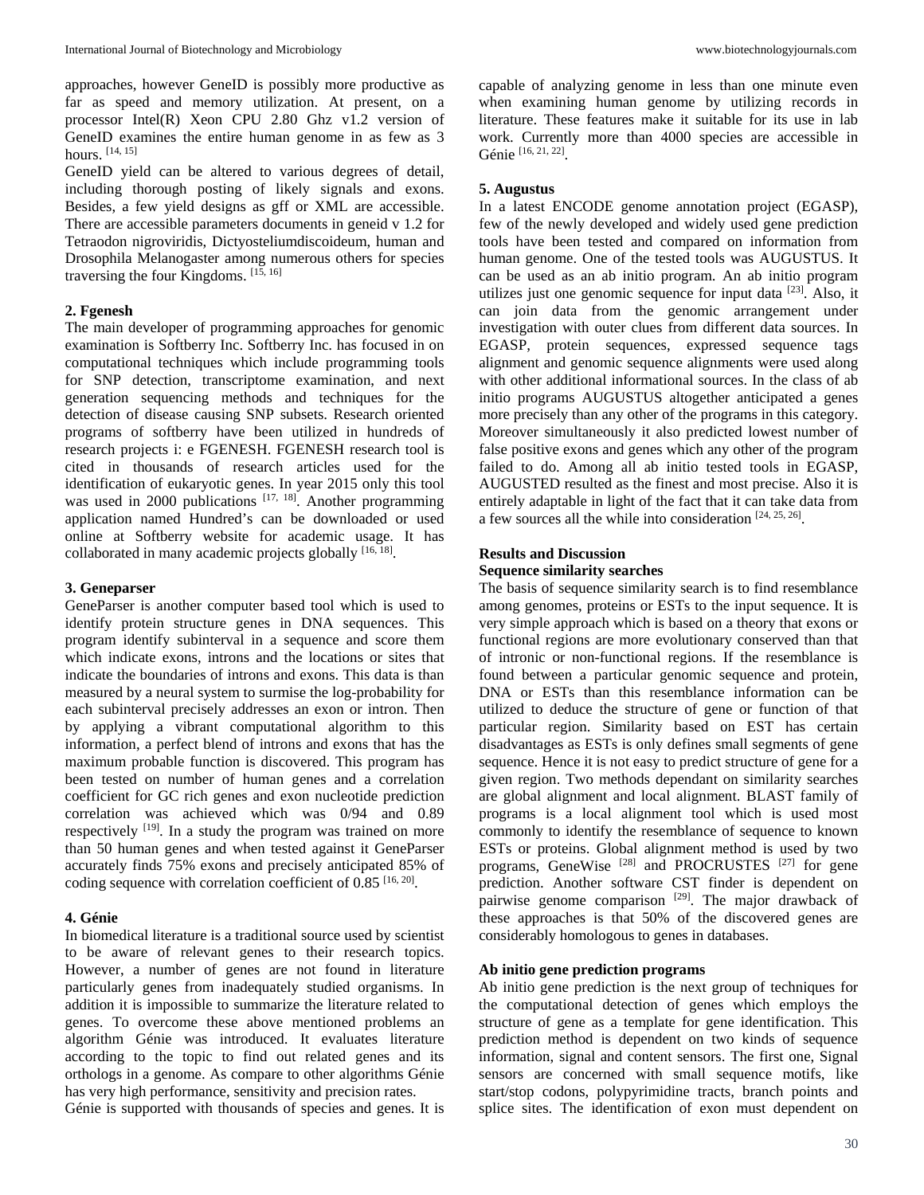approaches, however GeneID is possibly more productive as far as speed and memory utilization. At present, on a processor Intel(R) Xeon CPU 2.80 Ghz v1.2 version of GeneID examines the entire human genome in as few as 3 hours. [14, 15]

GeneID yield can be altered to various degrees of detail, including thorough posting of likely signals and exons. Besides, a few yield designs as gff or XML are accessible. There are accessible parameters documents in geneid v 1.2 for Tetraodon nigroviridis, Dictyosteliumdiscoideum, human and Drosophila Melanogaster among numerous others for species traversing the four Kingdoms. [15, 16]

**2. Fgenesh**

The main developer of programming approaches for genomic examination is Softberry Inc. Softberry Inc. has focused in on computational techniques which include programming tools for SNP detection, transcriptome examination, and next generation sequencing methods and techniques for the detection of disease causing SNP subsets. Research oriented programs of softberry have been utilized in hundreds of research projects i: e FGENESH. FGENESH research tool is cited in thousands of research articles used for the identification of eukaryotic genes. In year 2015 only this tool was used in 2000 publications [17, 18]. Another programming application named Hundred's can be downloaded or used online at Softberry website for academic usage. It has collaborated in many academic projects globally [16, 18].

**3. Geneparser**

GeneParser is another computer based tool which is used to identify protein structure genes in DNA sequences. This program identify subinterval in a sequence and score them which indicate exons, introns and the locations or sites that indicate the boundaries of introns and exons. This data is than measured by a neural system to surmise the log-probability for each subinterval precisely addresses an exon or intron. Then by applying a vibrant computational algorithm to this information, a perfect blend of introns and exons that has the maximum probable function is discovered. This program has been tested on number of human genes and a correlation coefficient for GC rich genes and exon nucleotide prediction correlation was achieved which was 0/94 and 0.89 respectively [19]. In a study the program was trained on more than 50 human genes and when tested against it GeneParser accurately finds 75% exons and precisely anticipated 85% of coding sequence with correlation coefficient of 0.85 [16, 20].

**4. Génie**

In biomedical literature is a traditional source used by scientist to be aware of relevant genes to their research topics. However, a number of genes are not found in literature particularly genes from inadequately studied organisms. In addition it is impossible to summarize the literature related to genes. To overcome these above mentioned problems an algorithm Génie was introduced. It evaluates literature according to the topic to find out related genes and its orthologs in a genome. As compare to other algorithms Génie has very high performance, sensitivity and precision rates.

Génie is supported with thousands of species and genes. It is capable of analyzing genome in less than one minute even when examining human genome by utilizing records in literature. These features make it suitable for its use in lab work. Currently more than 4000 species are accessible in Génie [16, 21, 22].

**5. Augustus**

In a latest ENCODE genome annotation project (EGASP), few of the newly developed and widely used gene prediction tools have been tested and compared on information from human genome. One of the tested tools was AUGUSTUS. It can be used as an ab initio program. An ab initio program utilizes just one genomic sequence for input data [23]. Also, it can join data from the genomic arrangement under investigation with outer clues from different data sources. In EGASP, protein sequences, expressed sequence tags alignment and genomic sequence alignments were used along with other additional informational sources. In the class of ab initio programs AUGUSTUS altogether anticipated a genes more precisely than any other of the programs in this category. Moreover simultaneously it also predicted lowest number of false positive exons and genes which any other of the program failed to do. Among all ab initio tested tools in EGASP, AUGUSTED resulted as the finest and most precise. Also it is entirely adaptable in light of the fact that it can take data from a few sources all the while into consideration [24, 25, 26].

## Results and Discussion

### Sequence similarity searches

The basis of sequence similarity search is to find resemblance among genomes, proteins or ESTs to the input sequence. It is very simple approach which is based on a theory that exons or functional regions are more evolutionary conserved than that of intronic or non-functional regions. If the resemblance is found between a particular genomic sequence and protein, DNA or ESTs than this resemblance information can be utilized to deduce the structure of gene or function of that particular region. Similarity based on EST has certain disadvantages as ESTs is only defines small segments of gene sequence. Hence it is not easy to predict structure of gene for a given region. Two methods dependant on similarity searches are global alignment and local alignment. BLAST family of programs is a local alignment tool which is used most commonly to identify the resemblance of sequence to known ESTs or proteins. Global alignment method is used by two programs, GeneWise [28] and PROCRUSTES [27] for gene prediction. Another software CST finder is dependent on pairwise genome comparison [29]. The major drawback of these approaches is that 50% of the discovered genes are considerably homologous to genes in databases.

### Ab initio gene prediction programs

Ab initio gene prediction is the next group of techniques for the computational detection of genes which employs the structure of gene as a template for gene identification. This prediction method is dependent on two kinds of sequence information, signal and content sensors. The first one, Signal sensors are concerned with small sequence motifs, like start/stop codons, polypyrimidine tracts, branch points and splice sites. The identification of exon must dependent on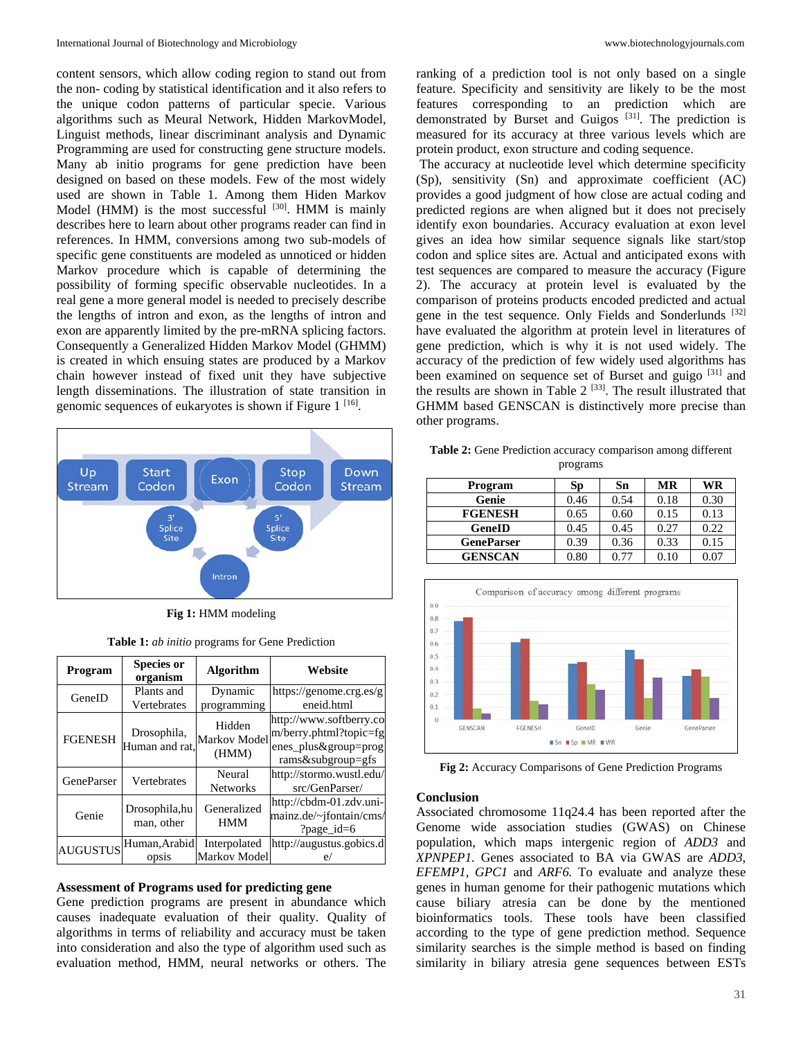content sensors, which allow coding region to stand out from the non- coding by statistical identification and it also refers to the unique codon patterns of particular specie. Various algorithms such as Meural Network, Hidden MarkovModel, Linguist methods, linear discriminant analysis and Dynamic Programming are used for constructing gene structure models. Many ab initio programs for gene prediction have been designed on based on these models. Few of the most widely used are shown in Table 1. Among them Hiden Markov Model (HMM) is the most successful [30]. HMM is mainly describes here to learn about other programs reader can find in references. In HMM, conversions among two sub-models of specific gene constituents are modeled as unnoticed or hidden Markov procedure which is capable of determining the possibility of forming specific observable nucleotides. In a real gene a more general model is needed to precisely describe the lengths of intron and exon, as the lengths of intron and exon are apparently limited by the pre-mRNA splicing factors. Consequently a Generalized Hidden Markov Model (GHMM) is created in which ensuing states are produced by a Markov chain however instead of fixed unit they have subjective length disseminations. The illustration of state transition in genomic sequences of eukaryotes is shown if Figure 1 [16].

**Fig 1:** HMM modeling

**Table 1:** *ab initio* programs for Gene Prediction

| Program | Species or organism | Algorithm | Website |
|---|---|---|---|
| GeneID | Plants and Vertebrates | Dynamic programming | https://genome.crg.es/geneid.html |
| FGENESH | Drosophila, Human and rat, | Hidden Markov Model (HMM) | http://www.softberry.com/berry.phtml?topic=fgenes_plus&group=programs&subgroup=gfs |
| GeneParser | Vertebrates | Neural Networks | http://stormo.wustl.edu/src/GenParser/ |
| Genie | Drosophila,human, other | Generalized HMM | http://cbdm-01.zdv.uni-mainz.de/~jfontain/cms/?page_id=6 |
| AUGUSTUS | Human,Arabidopsis | Interpolated Markov Model | http://augustus.gobics.de/ |

### Assessment of Programs used for predicting gene

Gene prediction programs are present in abundance which causes inadequate evaluation of their quality. Quality of algorithms in terms of reliability and accuracy must be taken into consideration and also the type of algorithm used such as evaluation method, HMM, neural networks or others. The ranking of a prediction tool is not only based on a single feature. Specificity and sensitivity are likely to be the most features corresponding to an prediction which are demonstrated by Burset and Guigos [31]. The prediction is measured for its accuracy at three various levels which are protein product, exon structure and coding sequence.

The accuracy at nucleotide level which determine specificity (Sp), sensitivity (Sn) and approximate coefficient (AC) provides a good judgment of how close are actual coding and predicted regions are when aligned but it does not precisely identify exon boundaries. Accuracy evaluation at exon level gives an idea how similar sequence signals like start/stop codon and splice sites are. Actual and anticipated exons with test sequences are compared to measure the accuracy (Figure 2). The accuracy at protein level is evaluated by the comparison of proteins products encoded predicted and actual gene in the test sequence. Only Fields and Sonderlunds [32] have evaluated the algorithm at protein level in literatures of gene prediction, which is why it is not used widely. The accuracy of the prediction of few widely used algorithms has been examined on sequence set of Burset and guigo [31] and the results are shown in Table 2 [33]. The result illustrated that GHMM based GENSCAN is distinctively more precise than other programs.

**Table 2:** Gene Prediction accuracy comparison among different programs

| Program | Sp | Sn | MR | WR |
|---|---|---|---|---|
| Genie | 0.46 | 0.54 | 0.18 | 0.30 |
| FGENESH | 0.65 | 0.60 | 0.15 | 0.13 |
| GeneID | 0.45 | 0.45 | 0.27 | 0.22 |
| GeneParser | 0.39 | 0.36 | 0.33 | 0.15 |
| GENSCAN | 0.80 | 0.77 | 0.10 | 0.07 |

**Fig 2:** Accuracy Comparisons of Gene Prediction Programs

### Conclusion

Associated chromosome 11q24.4 has been reported after the Genome wide association studies (GWAS) on Chinese population, which maps intergenic region of *ADD3* and *XPNPEP1*. Genes associated to BA via GWAS are *ADD3*, *EFEMP1*, *GPC1* and *ARF6.* To evaluate and analyze these genes in human genome for their pathogenic mutations which cause biliary atresia can be done by the mentioned bioinformatics tools. These tools have been classified according to the type of gene prediction method. Sequence similarity searches is the simple method is based on finding similarity in biliary atresia gene sequences between ESTs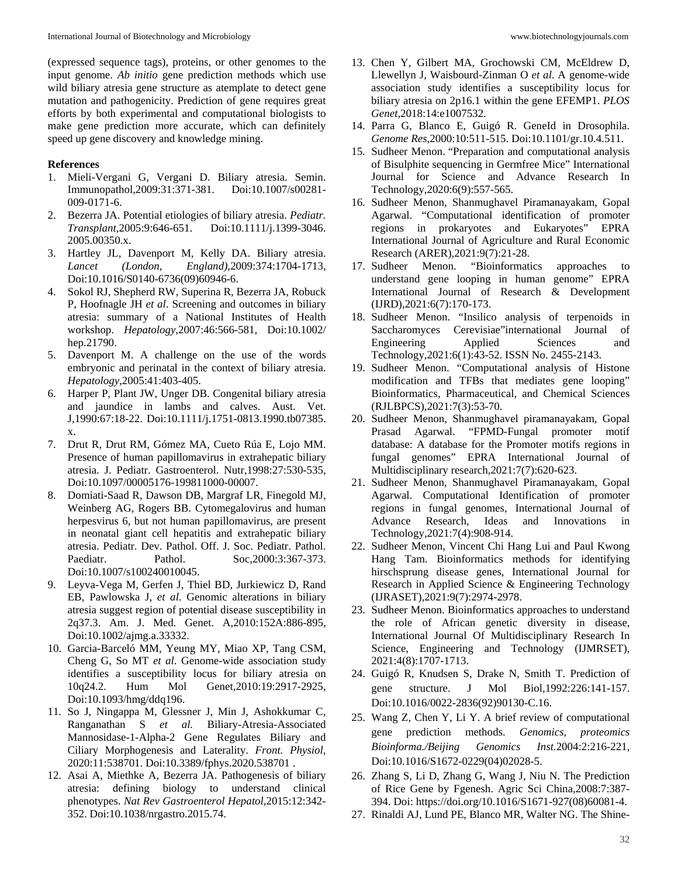(expressed sequence tags), proteins, or other genomes to the input genome. *Ab initio* gene prediction methods which use wild biliary atresia gene structure as atemplate to detect gene mutation and pathogenicity. Prediction of gene requires great efforts by both experimental and computational biologists to make gene prediction more accurate, which can definitely speed up gene discovery and knowledge mining.

**References**

1. Mieli-Vergani G, Vergani D. Biliary atresia. Semin. Immunopathol,2009:31:371-381. Doi:10.1007/s00281-009-0171-6.
2. Bezerra JA. Potential etiologies of biliary atresia. *Pediatr. Transplant*,2005:9:646-651. Doi:10.1111/j.1399-3046.2005.00350.x.
3. Hartley JL, Davenport M, Kelly DA. Biliary atresia. *Lancet (London, England)*,2009:374:1704-1713, Doi:10.1016/S0140-6736(09)60946-6.
4. Sokol RJ, Shepherd RW, Superina R, Bezerra JA, Robuck P, Hoofnagle JH *et al*. Screening and outcomes in biliary atresia: summary of a National Institutes of Health workshop. *Hepatology*,2007:46:566-581, Doi:10.1002/hep.21790.
5. Davenport M. A challenge on the use of the words embryonic and perinatal in the context of biliary atresia. *Hepatology*,2005:41:403-405.
6. Harper P, Plant JW, Unger DB. Congenital biliary atresia and jaundice in lambs and calves. Aust. Vet. J,1990:67:18-22. Doi:10.1111/j.1751-0813.1990.tb07385.x.
7. Drut R, Drut RM, Gómez MA, Cueto Rúa E, Lojo MM. Presence of human papillomavirus in extrahepatic biliary atresia. J. Pediatr. Gastroenterol. Nutr,1998:27:530-535, Doi:10.1097/00005176-199811000-00007.
8. Domiati-Saad R, Dawson DB, Margraf LR, Finegold MJ, Weinberg AG, Rogers BB. Cytomegalovirus and human herpesvirus 6, but not human papillomavirus, are present in neonatal giant cell hepatitis and extrahepatic biliary atresia. Pediatr. Dev. Pathol. Off. J. Soc. Pediatr. Pathol. Paediatr. Pathol. Soc,2000:3:367-373. Doi:10.1007/s100240010045.
9. Leyva-Vega M, Gerfen J, Thiel BD, Jurkiewicz D, Rand EB, Pawlowska J, *et al.* Genomic alterations in biliary atresia suggest region of potential disease susceptibility in 2q37.3. Am. J. Med. Genet. A,2010:152A:886-895, Doi:10.1002/ajmg.a.33332.
10. Garcia-Barceló MM, Yeung MY, Miao XP, Tang CSM, Cheng G, So MT *et al*. Genome-wide association study identifies a susceptibility locus for biliary atresia on 10q24.2. Hum Mol Genet,2010:19:2917-2925, Doi:10.1093/hmg/ddq196.
11. So J, Ningappa M, Glessner J, Min J, Ashokkumar C, Ranganathan S *et al.* Biliary-Atresia-Associated Mannosidase-1-Alpha-2 Gene Regulates Biliary and Ciliary Morphogenesis and Laterality. *Front. Physiol*, 2020:11:538701. Doi:10.3389/fphys.2020.538701 .
12. Asai A, Miethke A, Bezerra JA. Pathogenesis of biliary atresia: defining biology to understand clinical phenotypes. *Nat Rev Gastroenterol Hepatol*,2015:12:342-352. Doi:10.1038/nrgastro.2015.74.
13. Chen Y, Gilbert MA, Grochowski CM, McEldrew D, Llewellyn J, Waisbourd-Zinman O *et al*. A genome-wide association study identifies a susceptibility locus for biliary atresia on 2p16.1 within the gene EFEMP1. *PLOS Genet*,2018:14:e1007532.
14. Parra G, Blanco E, Guigó R. GeneId in Drosophila. *Genome Res*,2000:10:511-515. Doi:10.1101/gr.10.4.511.
15. Sudheer Menon. "Preparation and computational analysis of Bisulphite sequencing in Germfree Mice" International Journal for Science and Advance Research In Technology,2020:6(9):557-565.
16. Sudheer Menon, Shanmughavel Piramanayakam, Gopal Agarwal. "Computational identification of promoter regions in prokaryotes and Eukaryotes" EPRA International Journal of Agriculture and Rural Economic Research (ARER),2021:9(7):21-28.
17. Sudheer Menon. "Bioinformatics approaches to understand gene looping in human genome" EPRA International Journal of Research & Development (IJRD),2021:6(7):170-173.
18. Sudheer Menon. "Insilico analysis of terpenoids in Saccharomyces Cerevisiae"international Journal of Engineering Applied Sciences and Technology,2021:6(1):43-52. ISSN No. 2455-2143.
19. Sudheer Menon. "Computational analysis of Histone modification and TFBs that mediates gene looping" Bioinformatics, Pharmaceutical, and Chemical Sciences (RJLBPCS),2021:7(3):53-70.
20. Sudheer Menon, Shanmughavel piramanayakam, Gopal Prasad Agarwal. "FPMD-Fungal promoter motif database: A database for the Promoter motifs regions in fungal genomes" EPRA International Journal of Multidisciplinary research,2021:7(7):620-623.
21. Sudheer Menon, Shanmughavel Piramanayakam, Gopal Agarwal. Computational Identification of promoter regions in fungal genomes, International Journal of Advance Research, Ideas and Innovations in Technology,2021:7(4):908-914.
22. Sudheer Menon, Vincent Chi Hang Lui and Paul Kwong Hang Tam. Bioinformatics methods for identifying hirschsprung disease genes, International Journal for Research in Applied Science & Engineering Technology (IJRASET),2021:9(7):2974-2978.
23. Sudheer Menon. Bioinformatics approaches to understand the role of African genetic diversity in disease, International Journal Of Multidisciplinary Research In Science, Engineering and Technology (IJMRSET), 2021:4(8):1707-1713.
24. Guigó R, Knudsen S, Drake N, Smith T. Prediction of gene structure. J Mol Biol,1992:226:141-157. Doi:10.1016/0022-2836(92)90130-C.16.
25. Wang Z, Chen Y, Li Y. A brief review of computational gene prediction methods. *Genomics, proteomics Bioinforma./Beijing Genomics Inst.*2004:2:216-221, Doi:10.1016/S1672-0229(04)02028-5.
26. Zhang S, Li D, Zhang G, Wang J, Niu N. The Prediction of Rice Gene by Fgenesh. Agric Sci China,2008:7:387-394. Doi: https://doi.org/10.1016/S1671-927(08)60081-4.
27. Rinaldi AJ, Lund PE, Blanco MR, Walter NG. The Shine-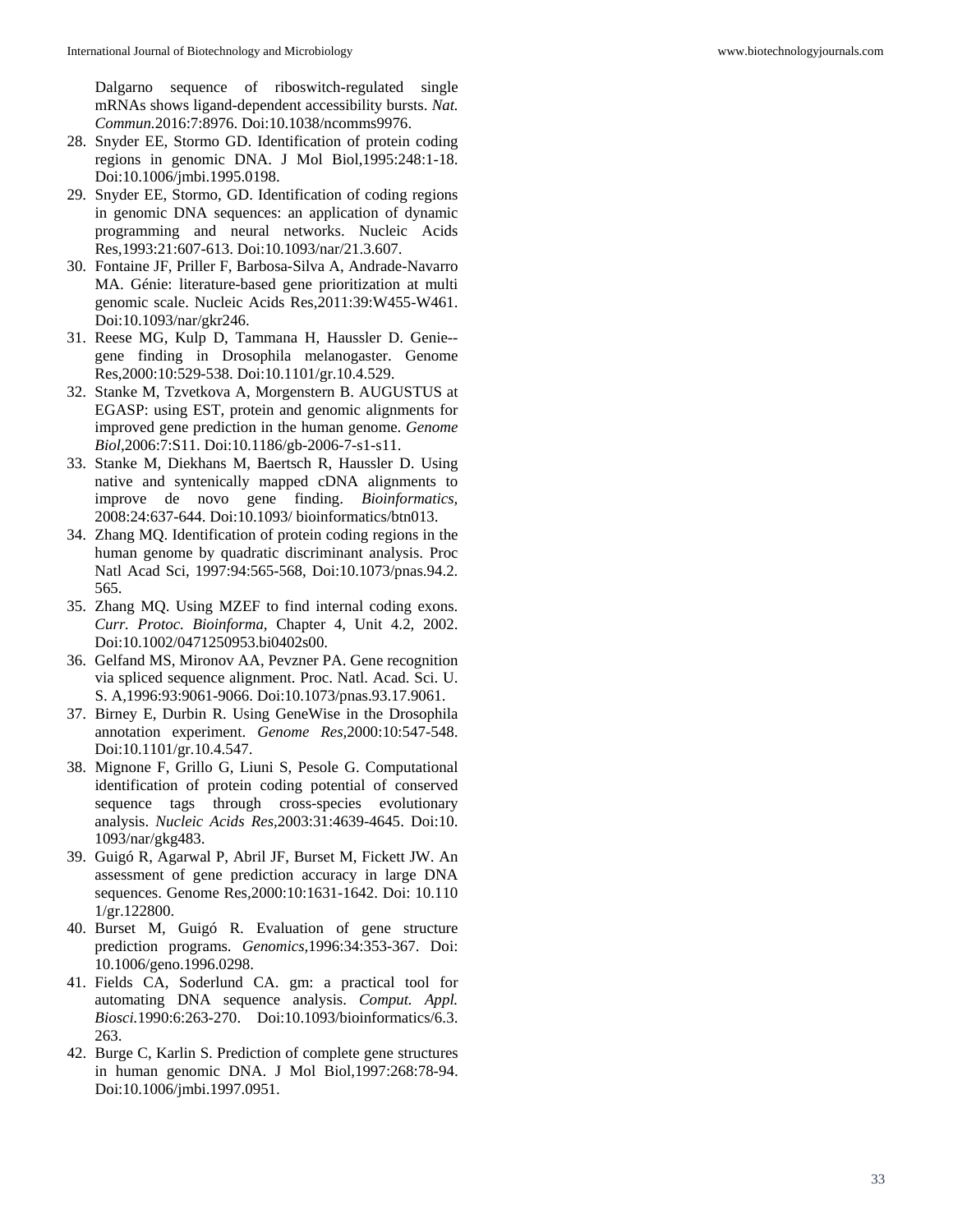Dalgarno sequence of riboswitch-regulated single mRNAs shows ligand-dependent accessibility bursts. *Nat. Commun.*2016:7:8976. Doi:10.1038/ncomms9976.

28. Snyder EE, Stormo GD. Identification of protein coding regions in genomic DNA. J Mol Biol,1995:248:1-18. Doi:10.1006/jmbi.1995.0198.
29. Snyder EE, Stormo, GD. Identification of coding regions in genomic DNA sequences: an application of dynamic programming and neural networks. Nucleic Acids Res,1993:21:607-613. Doi:10.1093/nar/21.3.607.
30. Fontaine JF, Priller F, Barbosa-Silva A, Andrade-Navarro MA. Génie: literature-based gene prioritization at multi genomic scale. Nucleic Acids Res,2011:39:W455-W461. Doi:10.1093/nar/gkr246.
31. Reese MG, Kulp D, Tammana H, Haussler D. Genie--gene finding in Drosophila melanogaster. Genome Res,2000:10:529-538. Doi:10.1101/gr.10.4.529.
32. Stanke M, Tzvetkova A, Morgenstern B. AUGUSTUS at EGASP: using EST, protein and genomic alignments for improved gene prediction in the human genome. *Genome Biol,*2006:7:S11. Doi:10.1186/gb-2006-7-s1-s11.
33. Stanke M, Diekhans M, Baertsch R, Haussler D. Using native and syntenically mapped cDNA alignments to improve de novo gene finding. *Bioinformatics,* 2008:24:637-644. Doi:10.1093/ bioinformatics/btn013.
34. Zhang MQ. Identification of protein coding regions in the human genome by quadratic discriminant analysis. Proc Natl Acad Sci, 1997:94:565-568, Doi:10.1073/pnas.94.2.565.
35. Zhang MQ. Using MZEF to find internal coding exons. *Curr. Protoc. Bioinforma*, Chapter 4, Unit 4.2, 2002. Doi:10.1002/0471250953.bi0402s00.
36. Gelfand MS, Mironov AA, Pevzner PA. Gene recognition via spliced sequence alignment. Proc. Natl. Acad. Sci. U. S. A,1996:93:9061-9066. Doi:10.1073/pnas.93.17.9061.
37. Birney E, Durbin R. Using GeneWise in the Drosophila annotation experiment. *Genome Res,*2000:10:547-548. Doi:10.1101/gr.10.4.547.
38. Mignone F, Grillo G, Liuni S, Pesole G. Computational identification of protein coding potential of conserved sequence tags through cross-species evolutionary analysis. *Nucleic Acids Res,*2003:31:4639-4645. Doi:10.1093/nar/gkg483.
39. Guigó R, Agarwal P, Abril JF, Burset M, Fickett JW. An assessment of gene prediction accuracy in large DNA sequences. Genome Res,2000:10:1631-1642. Doi: 10.1101/gr.122800.
40. Burset M, Guigó R. Evaluation of gene structure prediction programs. *Genomics,*1996:34:353-367. Doi: 10.1006/geno.1996.0298.
41. Fields CA, Soderlund CA. gm: a practical tool for automating DNA sequence analysis. *Comput. Appl. Biosci.*1990:6:263-270. Doi:10.1093/bioinformatics/6.3.263.
42. Burge C, Karlin S. Prediction of complete gene structures in human genomic DNA. J Mol Biol,1997:268:78-94. Doi:10.1006/jmbi.1997.0951.